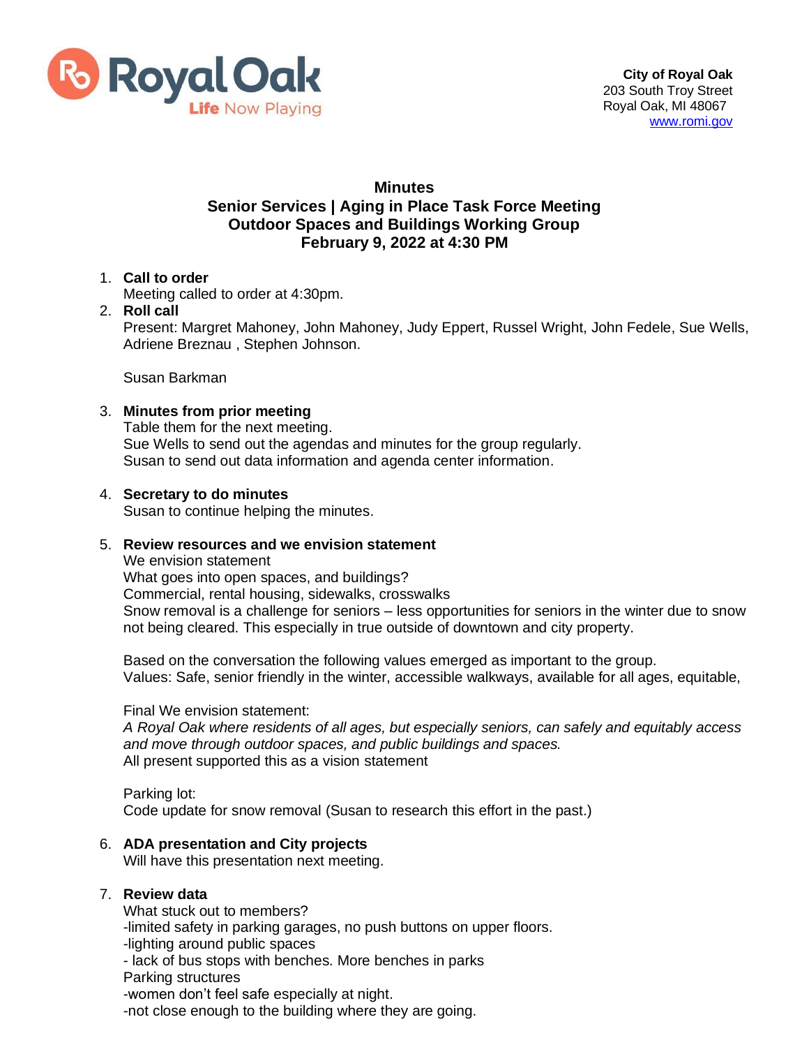**City of Royal Oak**
203 South Troy Street
Royal Oak, MI 48067
www.romi.gov

# Minutes
## Senior Services | Aging in Place Task Force Meeting
## Outdoor Spaces and Buildings Working Group
## February 9, 2022 at 4:30 PM

1. **Call to order**
   Meeting called to order at 4:30pm.
2. **Roll call**
   Present: Margret Mahoney, John Mahoney, Judy Eppert, Russel Wright, John Fedele, Sue Wells, Adriene Breznau , Stephen Johnson.

   Susan Barkman

3. **Minutes from prior meeting**
   Table them for the next meeting.
   Sue Wells to send out the agendas and minutes for the group regularly.
   Susan to send out data information and agenda center information.

4. **Secretary to do minutes**
   Susan to continue helping the minutes.

5. **Review resources and we envision statement**
   We envision statement
   What goes into open spaces, and buildings?
   Commercial, rental housing, sidewalks, crosswalks
   Snow removal is a challenge for seniors – less opportunities for seniors in the winter due to snow not being cleared. This especially in true outside of downtown and city property.

   Based on the conversation the following values emerged as important to the group.
   Values: Safe, senior friendly in the winter, accessible walkways, available for all ages, equitable,

   Final We envision statement:
   *A Royal Oak where residents of all ages, but especially seniors, can safely and equitably access and move through outdoor spaces, and public buildings and spaces.*
   All present supported this as a vision statement

   Parking lot:
   Code update for snow removal (Susan to research this effort in the past.)

6. **ADA presentation and City projects**
   Will have this presentation next meeting.

7. **Review data**
   What stuck out to members?
   -limited safety in parking garages, no push buttons on upper floors.
   -lighting around public spaces
   - lack of bus stops with benches. More benches in parks
   Parking structures
   -women don't feel safe especially at night.
   -not close enough to the building where they are going.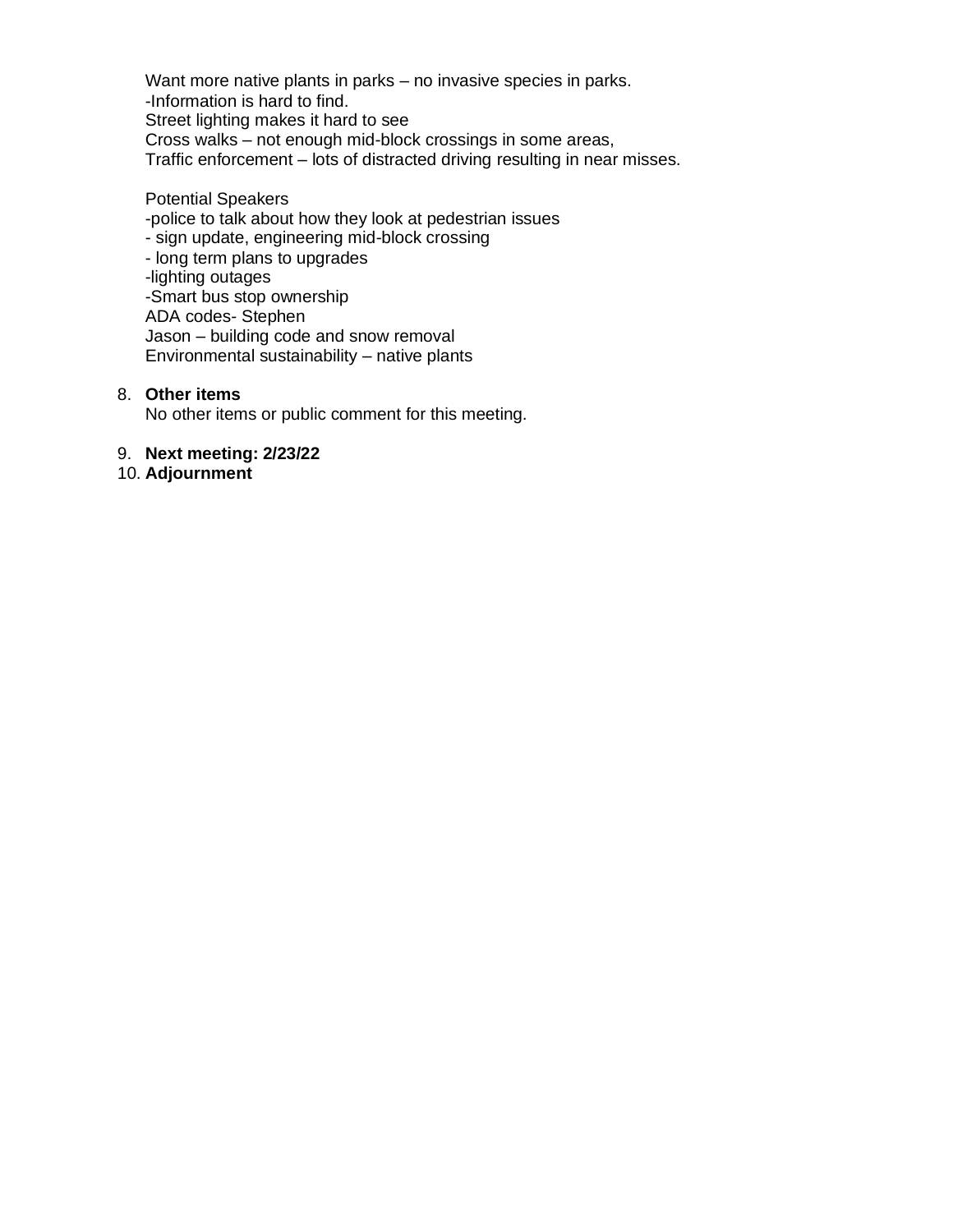Want more native plants in parks – no invasive species in parks.
-Information is hard to find.
Street lighting makes it hard to see
Cross walks – not enough mid-block crossings in some areas,
Traffic enforcement – lots of distracted driving resulting in near misses.

Potential Speakers
-police to talk about how they look at pedestrian issues
- sign update, engineering mid-block crossing
- long term plans to upgrades
-lighting outages
-Smart bus stop ownership
ADA codes- Stephen
Jason – building code and snow removal
Environmental sustainability – native plants

8. **Other items**
   No other items or public comment for this meeting.

9. **Next meeting: 2/23/22**
10. **Adjournment**